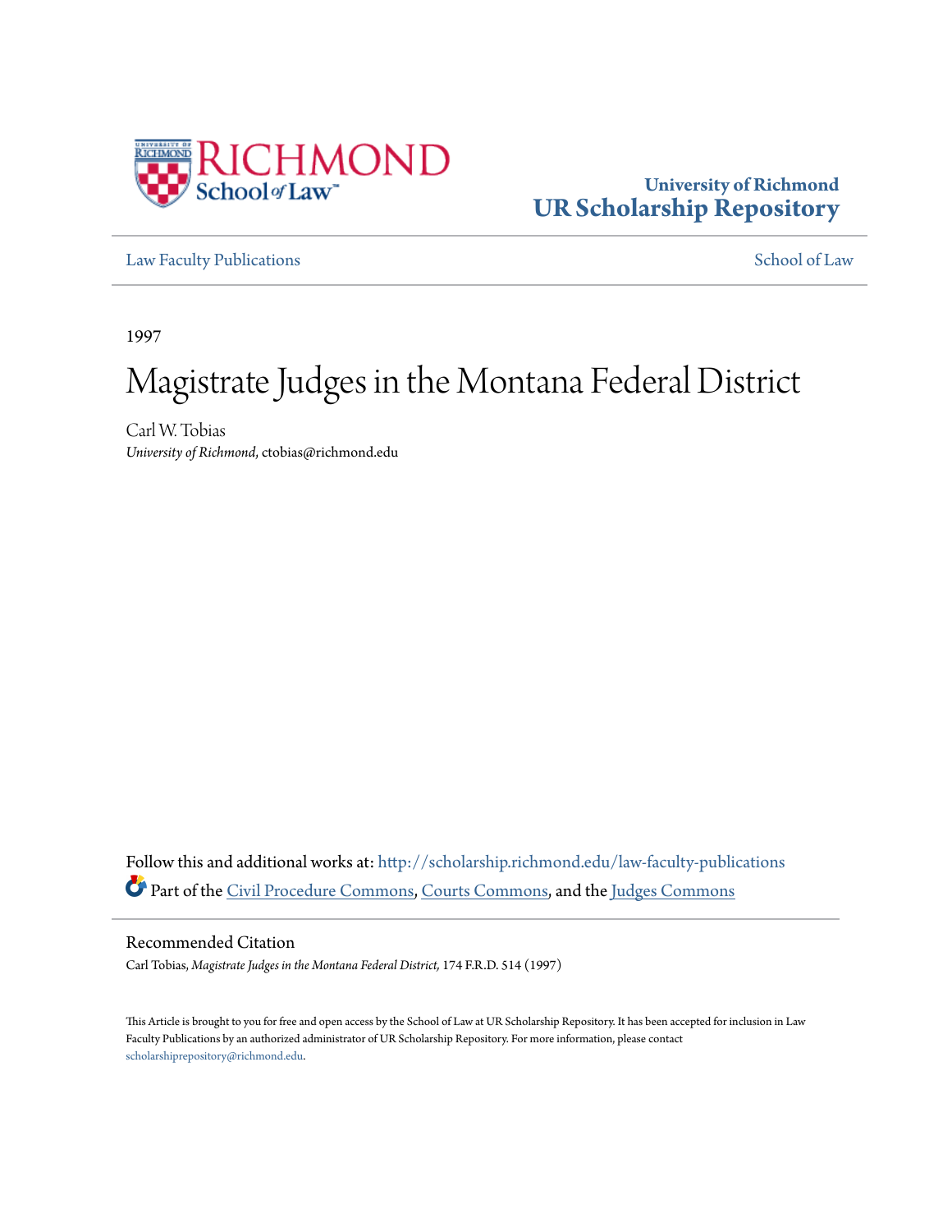University of Richmond
# UR Scholarship Repository

Law Faculty Publications | School of Law

1997

# Magistrate Judges in the Montana Federal District

Carl W. Tobias
*University of Richmond*, ctobias@richmond.edu

Follow this and additional works at: http://scholarship.richmond.edu/law-faculty-publications

Part of the Civil Procedure Commons, Courts Commons, and the Judges Commons

## Recommended Citation

Carl Tobias, *Magistrate Judges in the Montana Federal District,* 174 F.R.D. 514 (1997)

This Article is brought to you for free and open access by the School of Law at UR Scholarship Repository. It has been accepted for inclusion in Law Faculty Publications by an authorized administrator of UR Scholarship Repository. For more information, please contact scholarshiprepository@richmond.edu.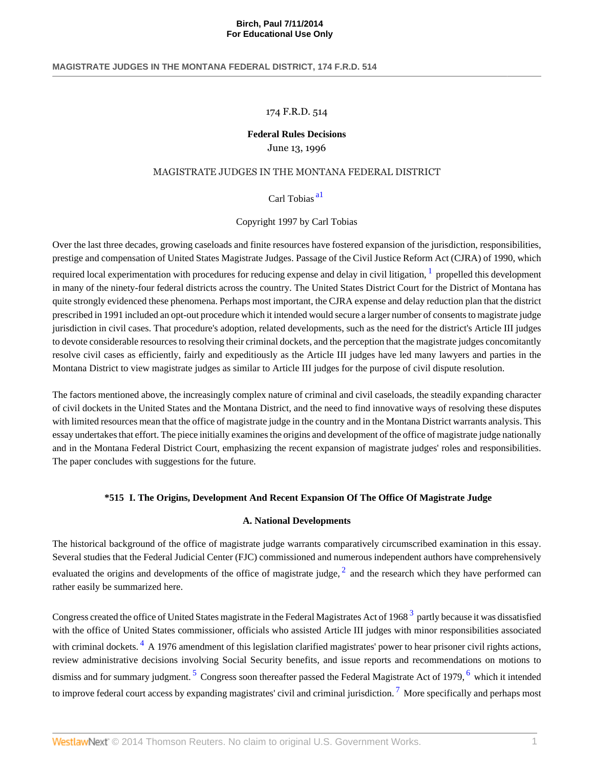174 F.R.D. 514

**Federal Rules Decisions**

June 13, 1996

MAGISTRATE JUDGES IN THE MONTANA FEDERAL DISTRICT

Carl Tobias [a1]

Copyright 1997 by Carl Tobias

Over the last three decades, growing caseloads and finite resources have fostered expansion of the jurisdiction, responsibilities, prestige and compensation of United States Magistrate Judges. Passage of the Civil Justice Reform Act (CJRA) of 1990, which required local experimentation with procedures for reducing expense and delay in civil litigation, [1] propelled this development in many of the ninety-four federal districts across the country. The United States District Court for the District of Montana has quite strongly evidenced these phenomena. Perhaps most important, the CJRA expense and delay reduction plan that the district prescribed in 1991 included an opt-out procedure which it intended would secure a larger number of consents to magistrate judge jurisdiction in civil cases. That procedure's adoption, related developments, such as the need for the district's Article III judges to devote considerable resources to resolving their criminal dockets, and the perception that the magistrate judges concomitantly resolve civil cases as efficiently, fairly and expeditiously as the Article III judges have led many lawyers and parties in the Montana District to view magistrate judges as similar to Article III judges for the purpose of civil dispute resolution.

The factors mentioned above, the increasingly complex nature of criminal and civil caseloads, the steadily expanding character of civil dockets in the United States and the Montana District, and the need to find innovative ways of resolving these disputes with limited resources mean that the office of magistrate judge in the country and in the Montana District warrants analysis. This essay undertakes that effort. The piece initially examines the origins and development of the office of magistrate judge nationally and in the Montana Federal District Court, emphasizing the recent expansion of magistrate judges' roles and responsibilities. The paper concludes with suggestions for the future.

### *515 I. The Origins, Development And Recent Expansion Of The Office Of Magistrate Judge

#### A. National Developments

The historical background of the office of magistrate judge warrants comparatively circumscribed examination in this essay. Several studies that the Federal Judicial Center (FJC) commissioned and numerous independent authors have comprehensively evaluated the origins and developments of the office of magistrate judge, [2] and the research which they have performed can rather easily be summarized here.

Congress created the office of United States magistrate in the Federal Magistrates Act of 1968 [3] partly because it was dissatisfied with the office of United States commissioner, officials who assisted Article III judges with minor responsibilities associated with criminal dockets. [4] A 1976 amendment of this legislation clarified magistrates' power to hear prisoner civil rights actions, review administrative decisions involving Social Security benefits, and issue reports and recommendations on motions to dismiss and for summary judgment. [5] Congress soon thereafter passed the Federal Magistrate Act of 1979, [6] which it intended to improve federal court access by expanding magistrates' civil and criminal jurisdiction. [7] More specifically and perhaps most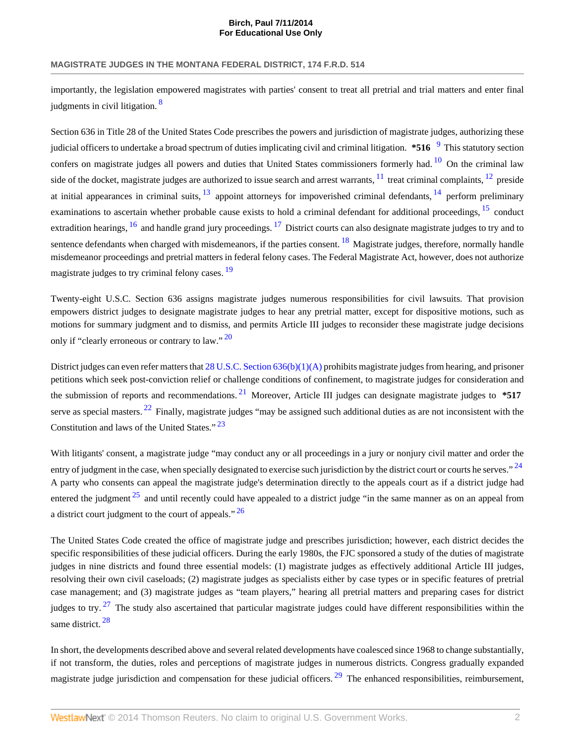importantly, the legislation empowered magistrates with parties' consent to treat all pretrial and trial matters and enter final judgments in civil litigation. [8]

Section 636 in Title 28 of the United States Code prescribes the powers and jurisdiction of magistrate judges, authorizing these judicial officers to undertake a broad spectrum of duties implicating civil and criminal litigation. **\*516** [9] This statutory section confers on magistrate judges all powers and duties that United States commissioners formerly had. [10] On the criminal law side of the docket, magistrate judges are authorized to issue search and arrest warrants, [11] treat criminal complaints, [12] preside at initial appearances in criminal suits, [13] appoint attorneys for impoverished criminal defendants, [14] perform preliminary examinations to ascertain whether probable cause exists to hold a criminal defendant for additional proceedings, [15] conduct extradition hearings, [16] and handle grand jury proceedings. [17] District courts can also designate magistrate judges to try and to sentence defendants when charged with misdemeanors, if the parties consent. [18] Magistrate judges, therefore, normally handle misdemeanor proceedings and pretrial matters in federal felony cases. The Federal Magistrate Act, however, does not authorize magistrate judges to try criminal felony cases. [19]

Twenty-eight U.S.C. Section 636 assigns magistrate judges numerous responsibilities for civil lawsuits. That provision empowers district judges to designate magistrate judges to hear any pretrial matter, except for dispositive motions, such as motions for summary judgment and to dismiss, and permits Article III judges to reconsider these magistrate judge decisions only if "clearly erroneous or contrary to law." [20]

District judges can even refer matters that 28 U.S.C. Section 636(b)(1)(A) prohibits magistrate judges from hearing, and prisoner petitions which seek post-conviction relief or challenge conditions of confinement, to magistrate judges for consideration and the submission of reports and recommendations. [21] Moreover, Article III judges can designate magistrate judges to **\*517** serve as special masters. [22] Finally, magistrate judges "may be assigned such additional duties as are not inconsistent with the Constitution and laws of the United States." [23]

With litigants' consent, a magistrate judge "may conduct any or all proceedings in a jury or nonjury civil matter and order the entry of judgment in the case, when specially designated to exercise such jurisdiction by the district court or courts he serves." [24] A party who consents can appeal the magistrate judge's determination directly to the appeals court as if a district judge had entered the judgment [25] and until recently could have appealed to a district judge "in the same manner as on an appeal from a district court judgment to the court of appeals." [26]

The United States Code created the office of magistrate judge and prescribes jurisdiction; however, each district decides the specific responsibilities of these judicial officers. During the early 1980s, the FJC sponsored a study of the duties of magistrate judges in nine districts and found three essential models: (1) magistrate judges as effectively additional Article III judges, resolving their own civil caseloads; (2) magistrate judges as specialists either by case types or in specific features of pretrial case management; and (3) magistrate judges as "team players," hearing all pretrial matters and preparing cases for district judges to try. [27] The study also ascertained that particular magistrate judges could have different responsibilities within the same district. [28]

In short, the developments described above and several related developments have coalesced since 1968 to change substantially, if not transform, the duties, roles and perceptions of magistrate judges in numerous districts. Congress gradually expanded magistrate judge jurisdiction and compensation for these judicial officers. [29] The enhanced responsibilities, reimbursement,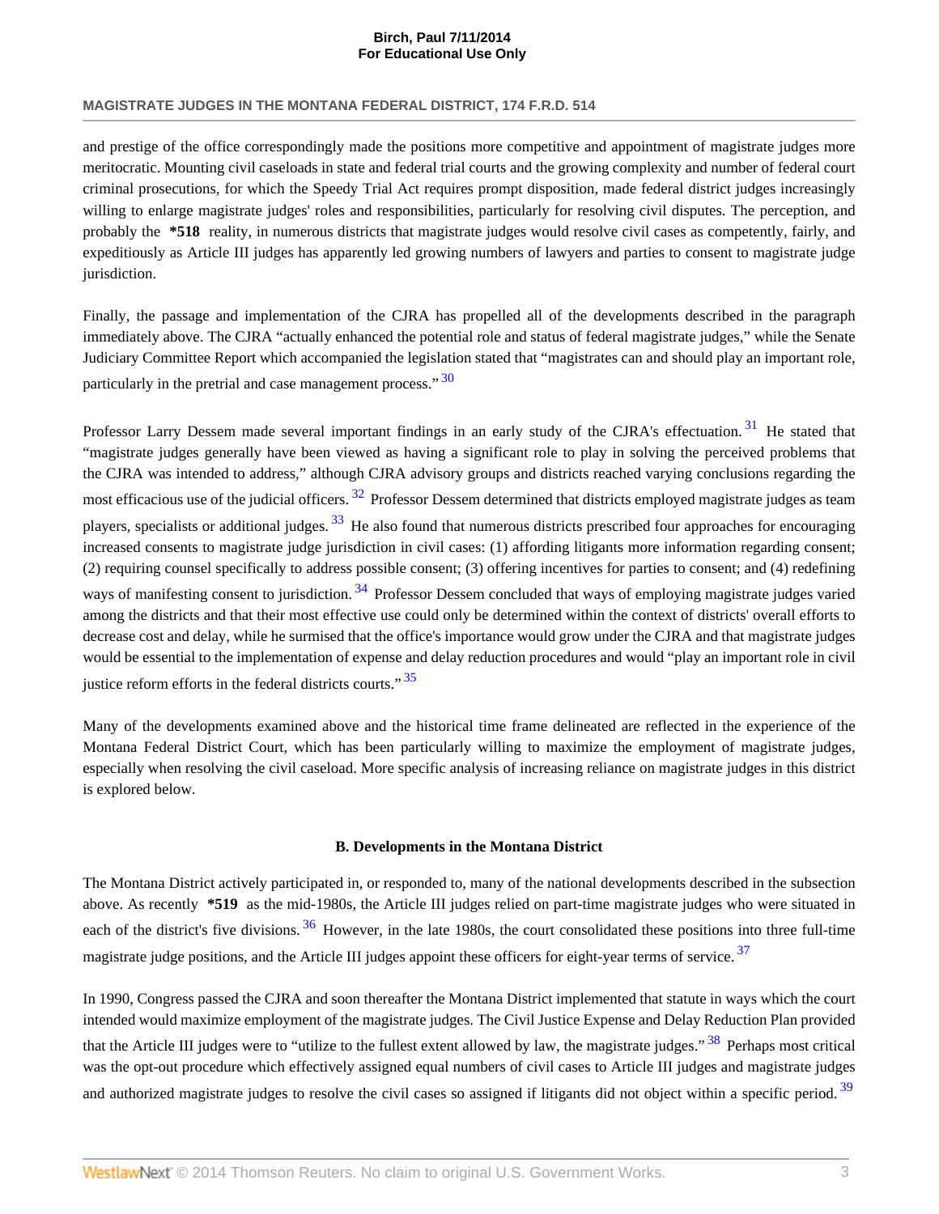and prestige of the office correspondingly made the positions more competitive and appointment of magistrate judges more meritocratic. Mounting civil caseloads in state and federal trial courts and the growing complexity and number of federal court criminal prosecutions, for which the Speedy Trial Act requires prompt disposition, made federal district judges increasingly willing to enlarge magistrate judges' roles and responsibilities, particularly for resolving civil disputes. The perception, and probably the **\*518** reality, in numerous districts that magistrate judges would resolve civil cases as competently, fairly, and expeditiously as Article III judges has apparently led growing numbers of lawyers and parties to consent to magistrate judge jurisdiction.

Finally, the passage and implementation of the CJRA has propelled all of the developments described in the paragraph immediately above. The CJRA "actually enhanced the potential role and status of federal magistrate judges," while the Senate Judiciary Committee Report which accompanied the legislation stated that "magistrates can and should play an important role, particularly in the pretrial and case management process."[30]

Professor Larry Dessem made several important findings in an early study of the CJRA's effectuation.[31] He stated that "magistrate judges generally have been viewed as having a significant role to play in solving the perceived problems that the CJRA was intended to address," although CJRA advisory groups and districts reached varying conclusions regarding the most efficacious use of the judicial officers.[32] Professor Dessem determined that districts employed magistrate judges as team players, specialists or additional judges.[33] He also found that numerous districts prescribed four approaches for encouraging increased consents to magistrate judge jurisdiction in civil cases: (1) affording litigants more information regarding consent; (2) requiring counsel specifically to address possible consent; (3) offering incentives for parties to consent; and (4) redefining ways of manifesting consent to jurisdiction.[34] Professor Dessem concluded that ways of employing magistrate judges varied among the districts and that their most effective use could only be determined within the context of districts' overall efforts to decrease cost and delay, while he surmised that the office's importance would grow under the CJRA and that magistrate judges would be essential to the implementation of expense and delay reduction procedures and would "play an important role in civil justice reform efforts in the federal districts courts."[35]

Many of the developments examined above and the historical time frame delineated are reflected in the experience of the Montana Federal District Court, which has been particularly willing to maximize the employment of magistrate judges, especially when resolving the civil caseload. More specific analysis of increasing reliance on magistrate judges in this district is explored below.

### B. Developments in the Montana District

The Montana District actively participated in, or responded to, many of the national developments described in the subsection above. As recently **\*519** as the mid-1980s, the Article III judges relied on part-time magistrate judges who were situated in each of the district's five divisions.[36] However, in the late 1980s, the court consolidated these positions into three full-time magistrate judge positions, and the Article III judges appoint these officers for eight-year terms of service.[37]

In 1990, Congress passed the CJRA and soon thereafter the Montana District implemented that statute in ways which the court intended would maximize employment of the magistrate judges. The Civil Justice Expense and Delay Reduction Plan provided that the Article III judges were to "utilize to the fullest extent allowed by law, the magistrate judges."[38] Perhaps most critical was the opt-out procedure which effectively assigned equal numbers of civil cases to Article III judges and magistrate judges and authorized magistrate judges to resolve the civil cases so assigned if litigants did not object within a specific period.[39]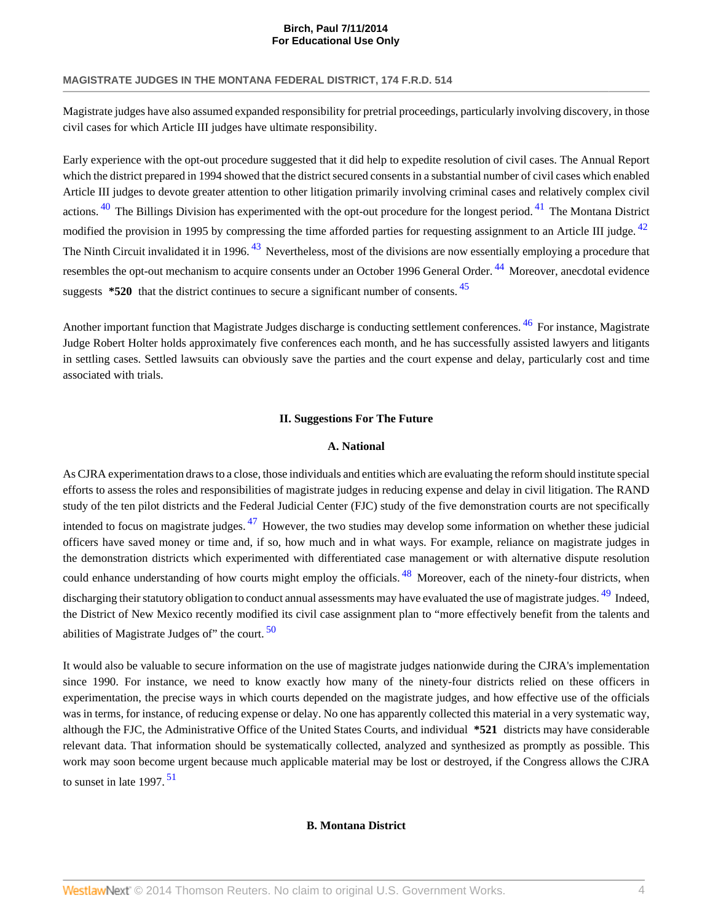Magistrate judges have also assumed expanded responsibility for pretrial proceedings, particularly involving discovery, in those civil cases for which Article III judges have ultimate responsibility.

Early experience with the opt-out procedure suggested that it did help to expedite resolution of civil cases. The Annual Report which the district prepared in 1994 showed that the district secured consents in a substantial number of civil cases which enabled Article III judges to devote greater attention to other litigation primarily involving criminal cases and relatively complex civil actions. [40] The Billings Division has experimented with the opt-out procedure for the longest period. [41] The Montana District modified the provision in 1995 by compressing the time afforded parties for requesting assignment to an Article III judge. [42] The Ninth Circuit invalidated it in 1996. [43] Nevertheless, most of the divisions are now essentially employing a procedure that resembles the opt-out mechanism to acquire consents under an October 1996 General Order. [44] Moreover, anecdotal evidence suggests **\*520** that the district continues to secure a significant number of consents. [45]

Another important function that Magistrate Judges discharge is conducting settlement conferences. [46] For instance, Magistrate Judge Robert Holter holds approximately five conferences each month, and he has successfully assisted lawyers and litigants in settling cases. Settled lawsuits can obviously save the parties and the court expense and delay, particularly cost and time associated with trials.

## II. Suggestions For The Future

### A. National

As CJRA experimentation draws to a close, those individuals and entities which are evaluating the reform should institute special efforts to assess the roles and responsibilities of magistrate judges in reducing expense and delay in civil litigation. The RAND study of the ten pilot districts and the Federal Judicial Center (FJC) study of the five demonstration courts are not specifically intended to focus on magistrate judges. [47] However, the two studies may develop some information on whether these judicial officers have saved money or time and, if so, how much and in what ways. For example, reliance on magistrate judges in the demonstration districts which experimented with differentiated case management or with alternative dispute resolution could enhance understanding of how courts might employ the officials. [48] Moreover, each of the ninety-four districts, when discharging their statutory obligation to conduct annual assessments may have evaluated the use of magistrate judges. [49] Indeed, the District of New Mexico recently modified its civil case assignment plan to "more effectively benefit from the talents and abilities of Magistrate Judges of" the court. [50]

It would also be valuable to secure information on the use of magistrate judges nationwide during the CJRA's implementation since 1990. For instance, we need to know exactly how many of the ninety-four districts relied on these officers in experimentation, the precise ways in which courts depended on the magistrate judges, and how effective use of the officials was in terms, for instance, of reducing expense or delay. No one has apparently collected this material in a very systematic way, although the FJC, the Administrative Office of the United States Courts, and individual **\*521** districts may have considerable relevant data. That information should be systematically collected, analyzed and synthesized as promptly as possible. This work may soon become urgent because much applicable material may be lost or destroyed, if the Congress allows the CJRA to sunset in late 1997. [51]

### B. Montana District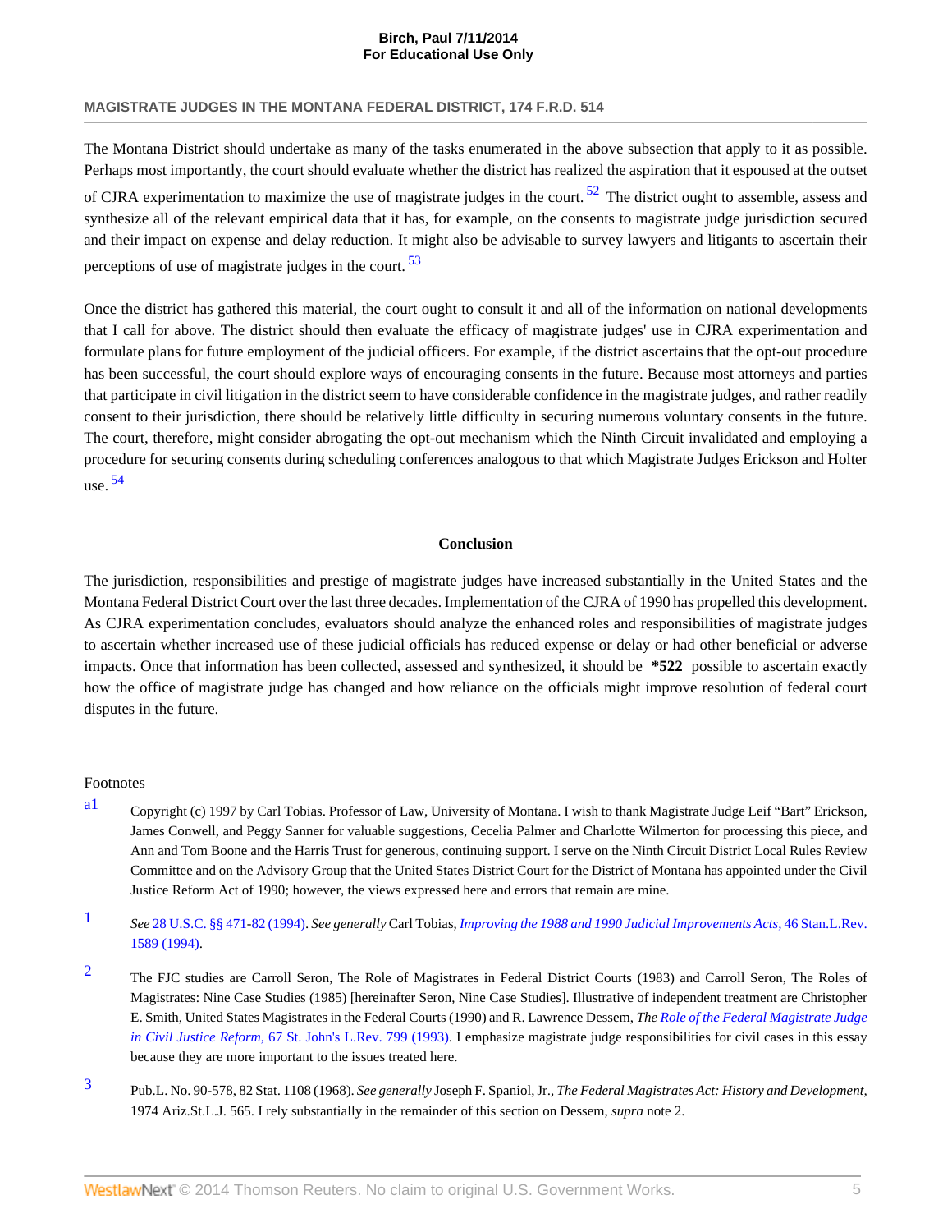The Montana District should undertake as many of the tasks enumerated in the above subsection that apply to it as possible. Perhaps most importantly, the court should evaluate whether the district has realized the aspiration that it espoused at the outset of CJRA experimentation to maximize the use of magistrate judges in the court.[52] The district ought to assemble, assess and synthesize all of the relevant empirical data that it has, for example, on the consents to magistrate judge jurisdiction secured and their impact on expense and delay reduction. It might also be advisable to survey lawyers and litigants to ascertain their perceptions of use of magistrate judges in the court.[53]

Once the district has gathered this material, the court ought to consult it and all of the information on national developments that I call for above. The district should then evaluate the efficacy of magistrate judges' use in CJRA experimentation and formulate plans for future employment of the judicial officers. For example, if the district ascertains that the opt-out procedure has been successful, the court should explore ways of encouraging consents in the future. Because most attorneys and parties that participate in civil litigation in the district seem to have considerable confidence in the magistrate judges, and rather readily consent to their jurisdiction, there should be relatively little difficulty in securing numerous voluntary consents in the future. The court, therefore, might consider abrogating the opt-out mechanism which the Ninth Circuit invalidated and employing a procedure for securing consents during scheduling conferences analogous to that which Magistrate Judges Erickson and Holter use.[54]

## Conclusion

The jurisdiction, responsibilities and prestige of magistrate judges have increased substantially in the United States and the Montana Federal District Court over the last three decades. Implementation of the CJRA of 1990 has propelled this development. As CJRA experimentation concludes, evaluators should analyze the enhanced roles and responsibilities of magistrate judges to ascertain whether increased use of these judicial officials has reduced expense or delay or had other beneficial or adverse impacts. Once that information has been collected, assessed and synthesized, it should be **\*522** possible to ascertain exactly how the office of magistrate judge has changed and how reliance on the officials might improve resolution of federal court disputes in the future.

Footnotes

a1 Copyright (c) 1997 by Carl Tobias. Professor of Law, University of Montana. I wish to thank Magistrate Judge Leif "Bart" Erickson, James Conwell, and Peggy Sanner for valuable suggestions, Cecelia Palmer and Charlotte Wilmerton for processing this piece, and Ann and Tom Boone and the Harris Trust for generous, continuing support. I serve on the Ninth Circuit District Local Rules Review Committee and on the Advisory Group that the United States District Court for the District of Montana has appointed under the Civil Justice Reform Act of 1990; however, the views expressed here and errors that remain are mine.

1 *See* 28 U.S.C. §§ 471-82 (1994). *See generally* Carl Tobias, *Improving the 1988 and 1990 Judicial Improvements Acts*, 46 Stan.L.Rev. 1589 (1994).

2 The FJC studies are Carroll Seron, The Role of Magistrates in Federal District Courts (1983) and Carroll Seron, The Roles of Magistrates: Nine Case Studies (1985) [hereinafter Seron, Nine Case Studies]. Illustrative of independent treatment are Christopher E. Smith, United States Magistrates in the Federal Courts (1990) and R. Lawrence Dessem, *The Role of the Federal Magistrate Judge in Civil Justice Reform*, 67 St. John's L.Rev. 799 (1993). I emphasize magistrate judge responsibilities for civil cases in this essay because they are more important to the issues treated here.

3 Pub.L. No. 90-578, 82 Stat. 1108 (1968). *See generally* Joseph F. Spaniol, Jr., *The Federal Magistrates Act: History and Development*, 1974 Ariz.St.L.J. 565. I rely substantially in the remainder of this section on Dessem, *supra* note 2.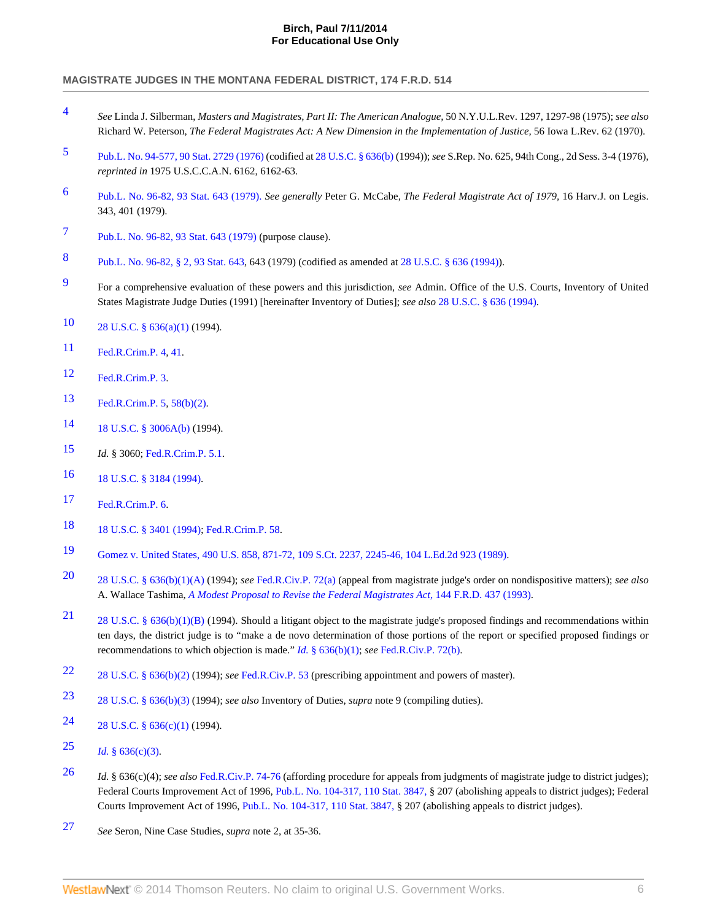4 *See* Linda J. Silberman, *Masters and Magistrates, Part II: The American Analogue,* 50 N.Y.U.L.Rev. 1297, 1297-98 (1975); *see also* Richard W. Peterson, *The Federal Magistrates Act: A New Dimension in the Implementation of Justice,* 56 Iowa L.Rev. 62 (1970).

5 Pub.L. No. 94-577, 90 Stat. 2729 (1976) (codified at 28 U.S.C. § 636(b) (1994)); *see* S.Rep. No. 625, 94th Cong., 2d Sess. 3-4 (1976), *reprinted in* 1975 U.S.C.C.A.N. 6162, 6162-63.

6 Pub.L. No. 96-82, 93 Stat. 643 (1979). *See generally* Peter G. McCabe, *The Federal Magistrate Act of 1979,* 16 Harv.J. on Legis. 343, 401 (1979).

7 Pub.L. No. 96-82, 93 Stat. 643 (1979) (purpose clause).

8 Pub.L. No. 96-82, § 2, 93 Stat. 643, 643 (1979) (codified as amended at 28 U.S.C. § 636 (1994)).

9 For a comprehensive evaluation of these powers and this jurisdiction, *see* Admin. Office of the U.S. Courts, Inventory of United States Magistrate Judge Duties (1991) [hereinafter Inventory of Duties]; *see also* 28 U.S.C. § 636 (1994).

10 28 U.S.C. § 636(a)(1) (1994).

11 Fed.R.Crim.P. 4, 41.

12 Fed.R.Crim.P. 3.

13 Fed.R.Crim.P. 5, 58(b)(2).

14 18 U.S.C. § 3006A(b) (1994).

15 *Id.* § 3060; Fed.R.Crim.P. 5.1.

16 18 U.S.C. § 3184 (1994).

17 Fed.R.Crim.P. 6.

18 18 U.S.C. § 3401 (1994); Fed.R.Crim.P. 58.

19 Gomez v. United States, 490 U.S. 858, 871-72, 109 S.Ct. 2237, 2245-46, 104 L.Ed.2d 923 (1989).

20 28 U.S.C. § 636(b)(1)(A) (1994); *see* Fed.R.Civ.P. 72(a) (appeal from magistrate judge's order on nondispositive matters); *see also* A. Wallace Tashima, *A Modest Proposal to Revise the Federal Magistrates Act,* 144 F.R.D. 437 (1993).

21 28 U.S.C. § 636(b)(1)(B) (1994). Should a litigant object to the magistrate judge's proposed findings and recommendations within ten days, the district judge is to "make a de novo determination of those portions of the report or specified proposed findings or recommendations to which objection is made." *Id.* § 636(b)(1); *see* Fed.R.Civ.P. 72(b).

22 28 U.S.C. § 636(b)(2) (1994); *see* Fed.R.Civ.P. 53 (prescribing appointment and powers of master).

23 28 U.S.C. § 636(b)(3) (1994); *see also* Inventory of Duties, *supra* note 9 (compiling duties).

24 28 U.S.C. § 636(c)(1) (1994).

25 *Id.* § 636(c)(3).

26 *Id.* § 636(c)(4); *see also* Fed.R.Civ.P. 74-76 (affording procedure for appeals from judgments of magistrate judge to district judges); Federal Courts Improvement Act of 1996, Pub.L. No. 104-317, 110 Stat. 3847, § 207 (abolishing appeals to district judges); Federal Courts Improvement Act of 1996, Pub.L. No. 104-317, 110 Stat. 3847, § 207 (abolishing appeals to district judges).

27 *See* Seron, Nine Case Studies, *supra* note 2, at 35-36.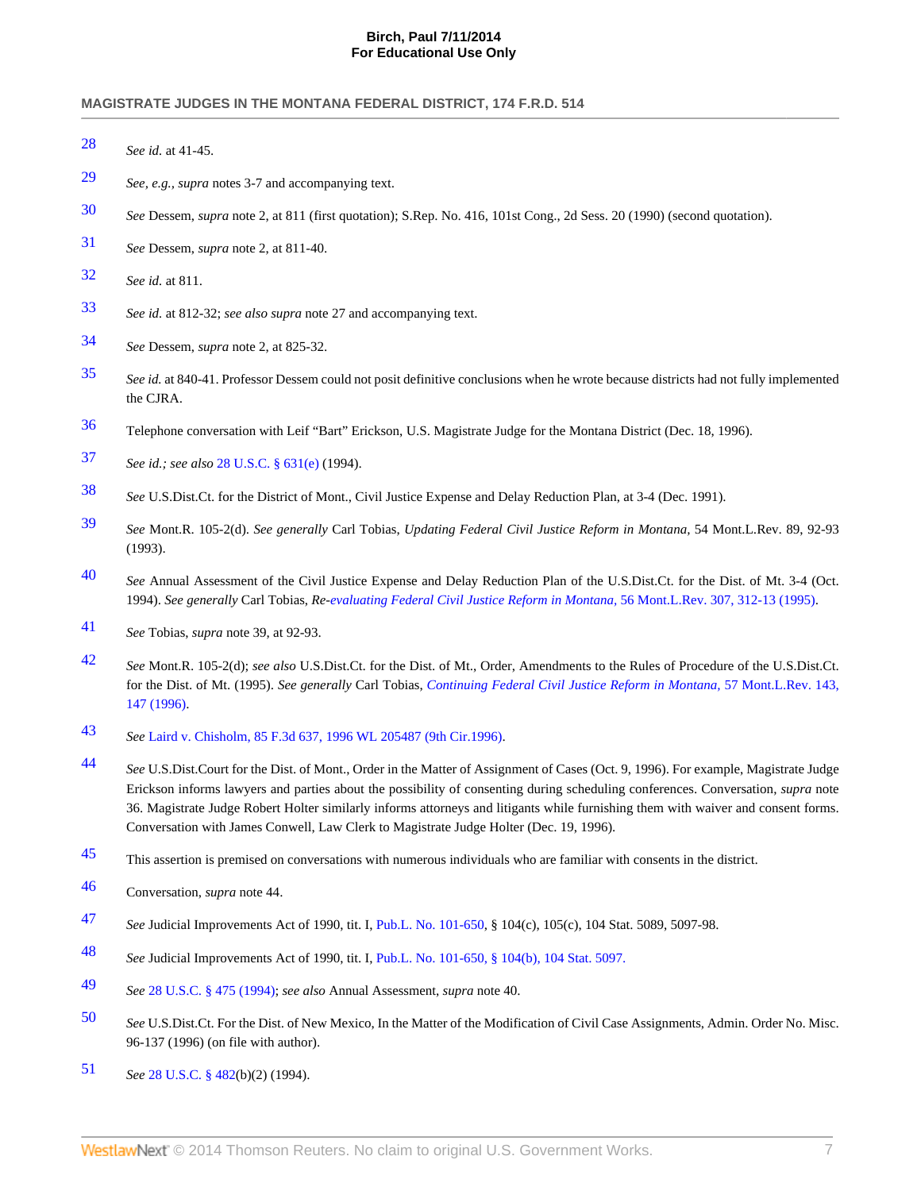28 *See id.* at 41-45.

29 *See, e.g., supra* notes 3-7 and accompanying text.

30 *See* Dessem, *supra* note 2, at 811 (first quotation); S.Rep. No. 416, 101st Cong., 2d Sess. 20 (1990) (second quotation).

31 *See* Dessem, *supra* note 2, at 811-40.

32 *See id.* at 811.

33 *See id.* at 812-32; *see also supra* note 27 and accompanying text.

34 *See* Dessem, *supra* note 2, at 825-32.

35 *See id.* at 840-41. Professor Dessem could not posit definitive conclusions when he wrote because districts had not fully implemented the CJRA.

36 Telephone conversation with Leif "Bart" Erickson, U.S. Magistrate Judge for the Montana District (Dec. 18, 1996).

37 *See id.; see also* 28 U.S.C. § 631(e) (1994).

38 *See* U.S.Dist.Ct. for the District of Mont., Civil Justice Expense and Delay Reduction Plan, at 3-4 (Dec. 1991).

39 *See* Mont.R. 105-2(d). *See generally* Carl Tobias, *Updating Federal Civil Justice Reform in Montana,* 54 Mont.L.Rev. 89, 92-93 (1993).

40 *See* Annual Assessment of the Civil Justice Expense and Delay Reduction Plan of the U.S.Dist.Ct. for the Dist. of Mt. 3-4 (Oct. 1994). *See generally* Carl Tobias, *Re-evaluating Federal Civil Justice Reform in Montana,* 56 Mont.L.Rev. 307, 312-13 (1995).

41 *See* Tobias, *supra* note 39, at 92-93.

42 *See* Mont.R. 105-2(d); *see also* U.S.Dist.Ct. for the Dist. of Mt., Order, Amendments to the Rules of Procedure of the U.S.Dist.Ct. for the Dist. of Mt. (1995). *See generally* Carl Tobias, *Continuing Federal Civil Justice Reform in Montana,* 57 Mont.L.Rev. 143, 147 (1996).

43 *See* Laird v. Chisholm, 85 F.3d 637, 1996 WL 205487 (9th Cir.1996).

44 *See* U.S.Dist.Court for the Dist. of Mont., Order in the Matter of Assignment of Cases (Oct. 9, 1996). For example, Magistrate Judge Erickson informs lawyers and parties about the possibility of consenting during scheduling conferences. Conversation, *supra* note 36. Magistrate Judge Robert Holter similarly informs attorneys and litigants while furnishing them with waiver and consent forms. Conversation with James Conwell, Law Clerk to Magistrate Judge Holter (Dec. 19, 1996).

45 This assertion is premised on conversations with numerous individuals who are familiar with consents in the district.

46 Conversation, *supra* note 44.

47 *See* Judicial Improvements Act of 1990, tit. I, Pub.L. No. 101-650, § 104(c), 105(c), 104 Stat. 5089, 5097-98.

48 *See* Judicial Improvements Act of 1990, tit. I, Pub.L. No. 101-650, § 104(b), 104 Stat. 5097.

49 *See* 28 U.S.C. § 475 (1994); *see also* Annual Assessment, *supra* note 40.

50 *See* U.S.Dist.Ct. For the Dist. of New Mexico, In the Matter of the Modification of Civil Case Assignments, Admin. Order No. Misc. 96-137 (1996) (on file with author).

51 *See* 28 U.S.C. § 482(b)(2) (1994).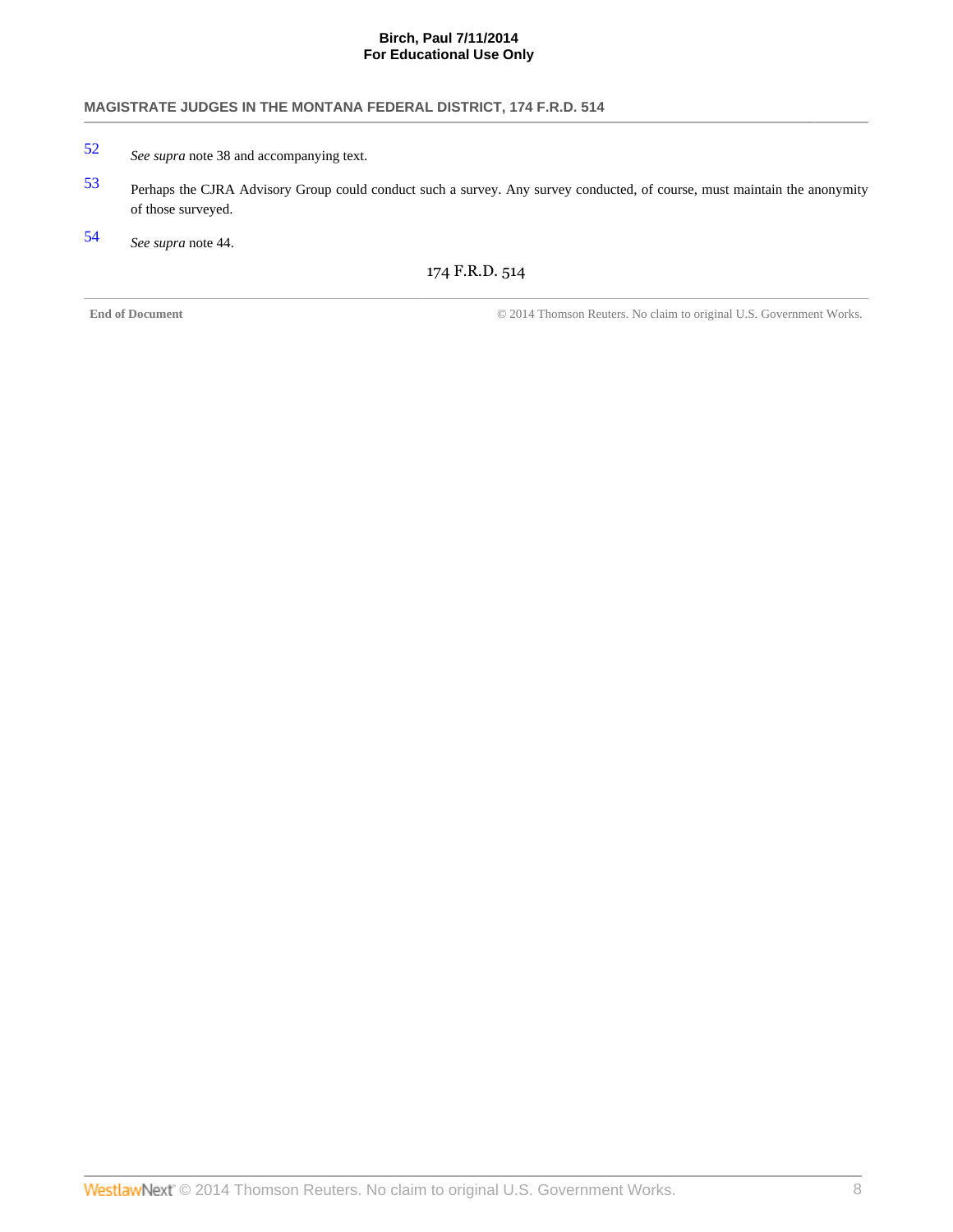52 *See supra* note 38 and accompanying text.

53 Perhaps the CJRA Advisory Group could conduct such a survey. Any survey conducted, of course, must maintain the anonymity of those surveyed.

54 *See supra* note 44.

174 F.R.D. 514

**End of Document** © 2014 Thomson Reuters. No claim to original U.S. Government Works.